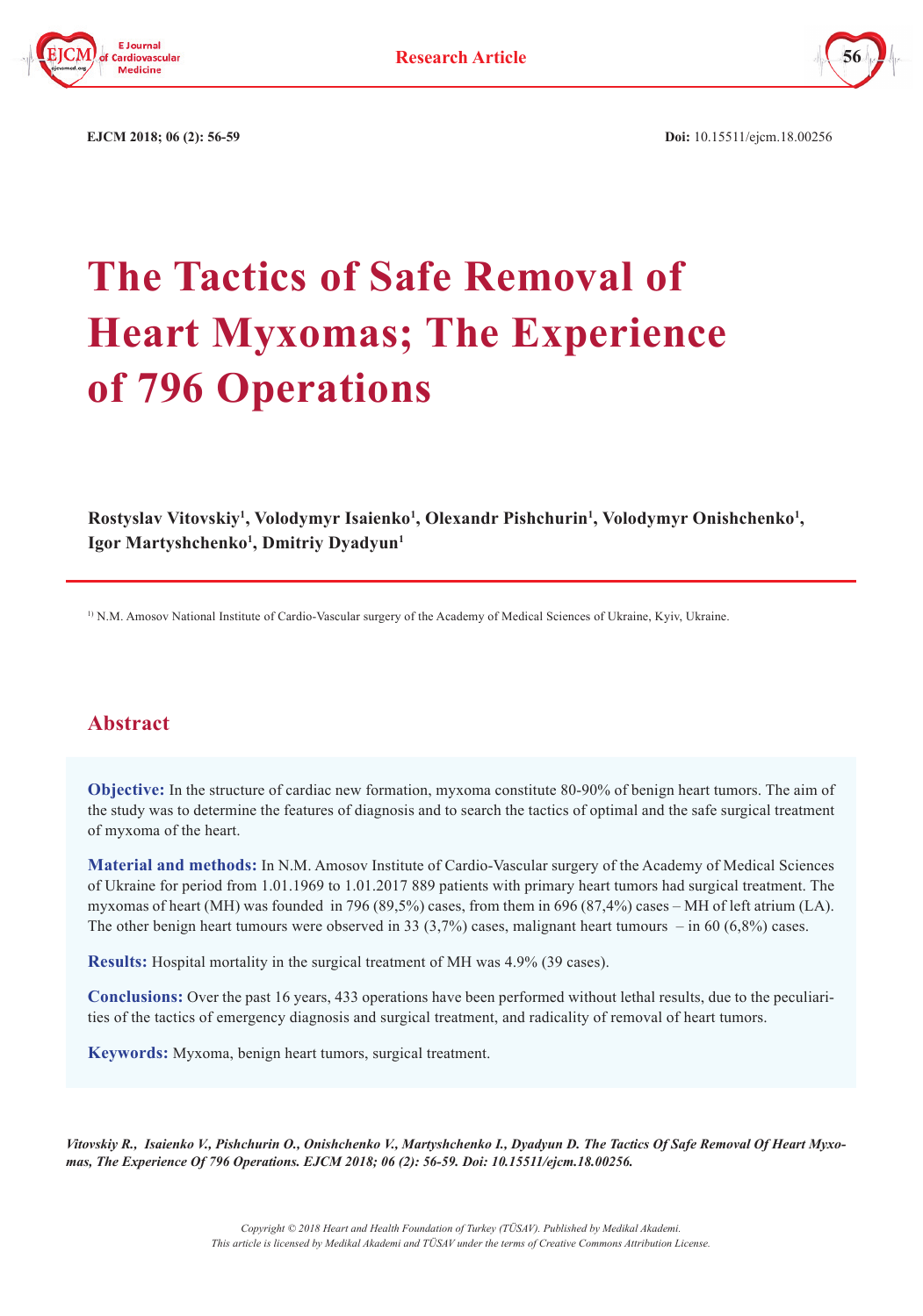# The Tactics of Safe Removal of Heart Myxomas; The Experience of 796 Operations

**Rostyslav Vitovskiy[1], Volodymyr Isaienko[1], Olexandr Pishchurin[1], Volodymyr Onishchenko[1], Igor Martyshchenko[1], Dmitriy Dyadyun[1]**

[1] N.M. Amosov National Institute of Cardio-Vascular surgery of the Academy of Medical Sciences of Ukraine, Kyiv, Ukraine.

## Abstract

**Objective:** In the structure of cardiac new formation, myxoma constitute 80-90% of benign heart tumors. The aim of the study was to determine the features of diagnosis and to search the tactics of optimal and the safe surgical treatment of myxoma of the heart.

**Material and methods:** In N.M. Amosov Institute of Cardio-Vascular surgery of the Academy of Medical Sciences of Ukraine for period from 1.01.1969 to 1.01.2017 889 patients with primary heart tumors had surgical treatment. The myxomas of heart (MH) was founded in 796 (89,5%) cases, from them in 696 (87,4%) cases – MH of left atrium (LA). The other benign heart tumours were observed in 33 (3,7%) cases, malignant heart tumours – in 60 (6,8%) cases.

**Results:** Hospital mortality in the surgical treatment of MH was 4.9% (39 cases).

**Conclusions:** Over the past 16 years, 433 operations have been performed without lethal results, due to the peculiarities of the tactics of emergency diagnosis and surgical treatment, and radicality of removal of heart tumors.

**Keywords:** Myxoma, benign heart tumors, surgical treatment.

*Vitovskiy R., Isaienko V., Pishchurin O., Onishchenko V., Martyshchenko I., Dyadyun D. The Tactics Of Safe Removal Of Heart Myxomas, The Experience Of 796 Operations. EJCM 2018; 06 (2): 56-59. Doi: 10.15511/ejcm.18.00256.*

*Copyright © 2018 Heart and Health Foundation of Turkey (TÜSAV). Published by Medikal Akademi.*
*This article is licensed by Medikal Akademi and TÜSAV under the terms of Creative Commons Attribution License.*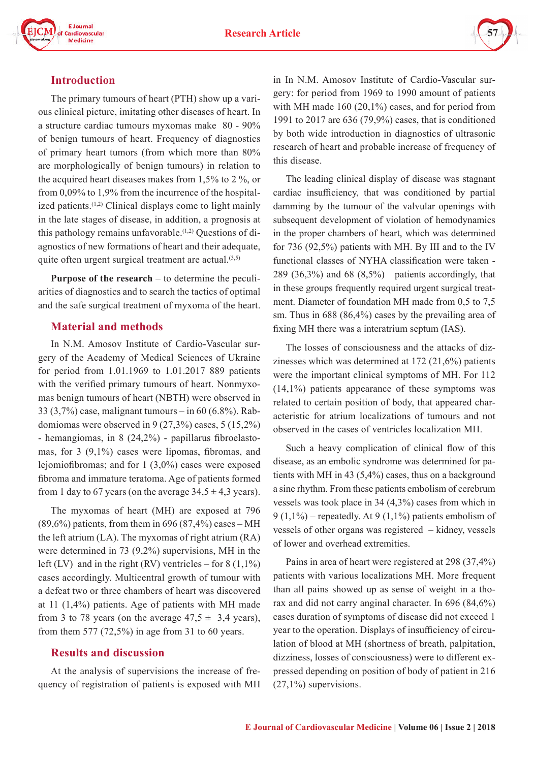## Introduction

The primary tumours of heart (PTH) show up a various clinical picture, imitating other diseases of heart. In a structure cardiac tumours myxomas make 80 - 90% of benign tumours of heart. Frequency of diagnostics of primary heart tumors (from which more than 80% are morphologically of benign tumours) in relation to the acquired heart diseases makes from 1,5% to 2 %, or from 0,09% to 1,9% from the incurrence of the hospitalized patients.[1,2] Clinical displays come to light mainly in the late stages of disease, in addition, a prognosis at this pathology remains unfavorable.[1,2] Questions of diagnostics of new formations of heart and their adequate, quite often urgent surgical treatment are actual.[3,5]

**Purpose of the research** – to determine the peculiarities of diagnostics and to search the tactics of optimal and the safe surgical treatment of myxoma of the heart.

## Material and methods

In N.M. Amosov Institute of Cardio-Vascular surgery of the Academy of Medical Sciences of Ukraine for period from 1.01.1969 to 1.01.2017 889 patients with the verified primary tumours of heart. Nonmyxomas benign tumours of heart (NBTH) were observed in 33 (3,7%) case, malignant tumours – in 60 (6.8%). Rabdomiomas were observed in 9 (27,3%) cases, 5 (15,2%) - hemangiomas, in 8 (24,2%) - papillarus fibroelastomas, for 3 (9,1%) cases were lipomas, fibromas, and lejomiofibromas; and for 1 (3,0%) cases were exposed fibroma and immature teratoma. Age of patients formed from 1 day to 67 years (on the average 34,5 ± 4,3 years).

The myxomas of heart (MH) are exposed at 796 (89,6%) patients, from them in 696 (87,4%) cases – MH the left atrium (LA). The myxomas of right atrium (RA) were determined in 73 (9,2%) supervisions, MH in the left (LV) and in the right (RV) ventricles – for 8 (1,1%) cases accordingly. Multicentral growth of tumour with a defeat two or three chambers of heart was discovered at 11 (1,4%) patients. Age of patients with MH made from 3 to 78 years (on the average 47,5 ± 3,4 years), from them 577 (72,5%) in age from 31 to 60 years.

## Results and discussion

At the analysis of supervisions the increase of frequency of registration of patients is exposed with MH in In N.M. Amosov Institute of Cardio-Vascular surgery: for period from 1969 to 1990 amount of patients with MH made 160 (20,1%) cases, and for period from 1991 to 2017 are 636 (79,9%) cases, that is conditioned by both wide introduction in diagnostics of ultrasonic research of heart and probable increase of frequency of this disease.

The leading clinical display of disease was stagnant cardiac insufficiency, that was conditioned by partial damming by the tumour of the valvular openings with subsequent development of violation of hemodynamics in the proper chambers of heart, which was determined for 736 (92,5%) patients with MH. By III and to the IV functional classes of NYHA classification were taken - 289 (36,3%) and 68 (8,5%) patients accordingly, that in these groups frequently required urgent surgical treatment. Diameter of foundation MH made from 0,5 to 7,5 sm. Thus in 688 (86,4%) cases by the prevailing area of fixing MH there was a interatrium septum (IAS).

The losses of consciousness and the attacks of dizzinesses which was determined at 172 (21,6%) patients were the important clinical symptoms of MH. For 112 (14,1%) patients appearance of these symptoms was related to certain position of body, that appeared characteristic for atrium localizations of tumours and not observed in the cases of ventricles localization MH.

Such a heavy complication of clinical flow of this disease, as an embolic syndrome was determined for patients with MH in 43 (5,4%) cases, thus on a background a sine rhythm. From these patients embolism of cerebrum vessels was took place in 34 (4,3%) cases from which in 9 (1,1%) – repeatedly. At 9 (1,1%) patients embolism of vessels of other organs was registered – kidney, vessels of lower and overhead extremities.

Pains in area of heart were registered at 298 (37,4%) patients with various localizations MH. More frequent than all pains showed up as sense of weight in a thorax and did not carry anginal character. In 696 (84,6%) cases duration of symptoms of disease did not exceed 1 year to the operation. Displays of insufficiency of circulation of blood at MH (shortness of breath, palpitation, dizziness, losses of consciousness) were to different expressed depending on position of body of patient in 216 (27,1%) supervisions.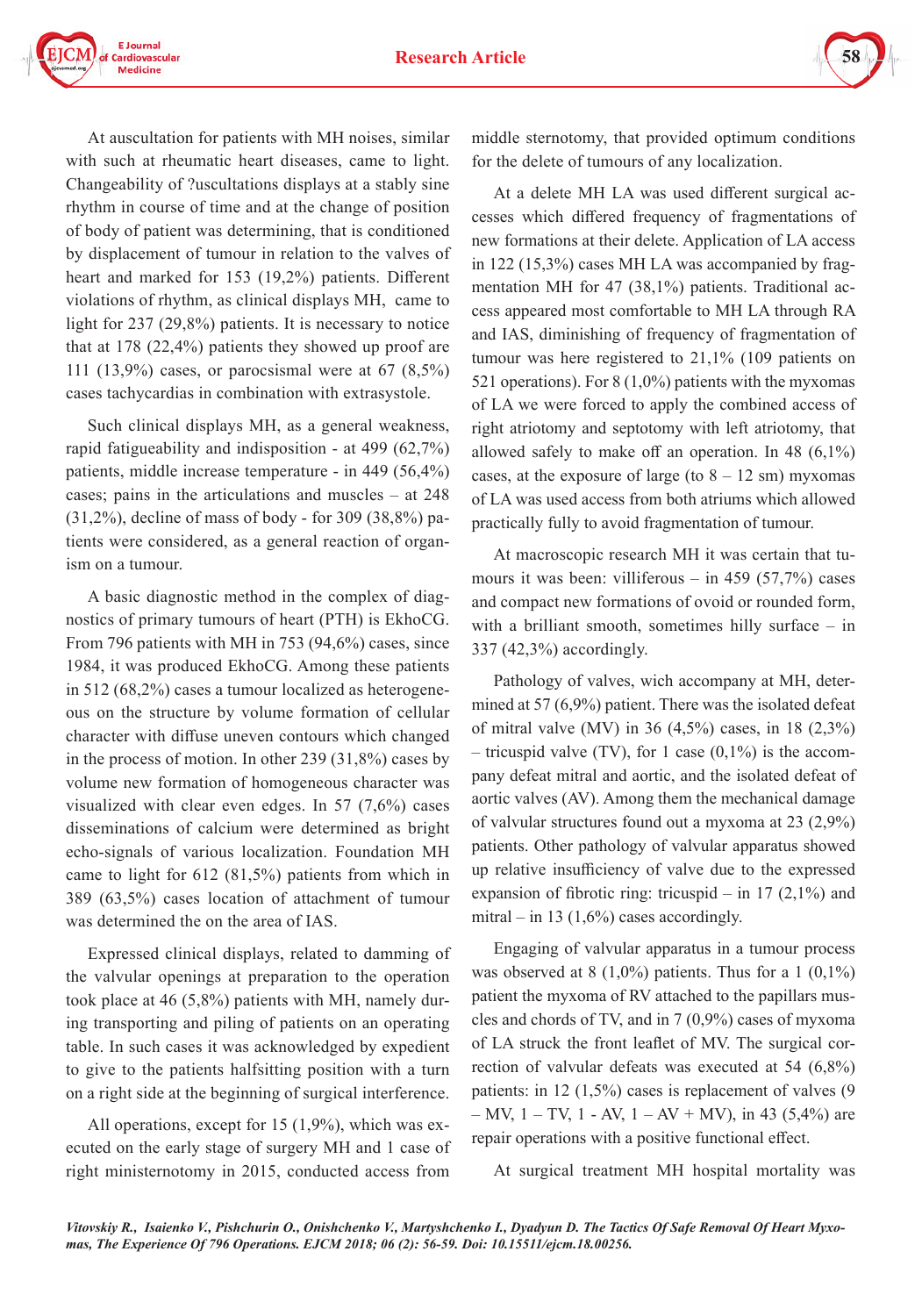At auscultation for patients with MH noises, similar with such at rheumatic heart diseases, came to light. Changeability of ?uscultations displays at a stably sine rhythm in course of time and at the change of position of body of patient was determining, that is conditioned by displacement of tumour in relation to the valves of heart and marked for 153 (19,2%) patients. Different violations of rhythm, as clinical displays MH, came to light for 237 (29,8%) patients. It is necessary to notice that at 178 (22,4%) patients they showed up proof are 111 (13,9%) cases, or parocsismal were at 67 (8,5%) cases tachycardias in combination with extrasystole.

Such clinical displays MH, as a general weakness, rapid fatigueability and indisposition - at 499 (62,7%) patients, middle increase temperature - in 449 (56,4%) cases; pains in the articulations and muscles – at 248 (31,2%), decline of mass of body - for 309 (38,8%) patients were considered, as a general reaction of organism on a tumour.

A basic diagnostic method in the complex of diagnostics of primary tumours of heart (PTH) is EkhoCG. From 796 patients with MH in 753 (94,6%) cases, since 1984, it was produced EkhoCG. Among these patients in 512 (68,2%) cases a tumour localized as heterogeneous on the structure by volume formation of cellular character with diffuse uneven contours which changed in the process of motion. In other 239 (31,8%) cases by volume new formation of homogeneous character was visualized with clear even edges. In 57 (7,6%) cases disseminations of calcium were determined as bright echo-signals of various localization. Foundation MH came to light for 612 (81,5%) patients from which in 389 (63,5%) cases location of attachment of tumour was determined the on the area of IAS.

Expressed clinical displays, related to damming of the valvular openings at preparation to the operation took place at 46 (5,8%) patients with MH, namely during transporting and piling of patients on an operating table. In such cases it was acknowledged by expedient to give to the patients halfsitting position with a turn on a right side at the beginning of surgical interference.

All operations, except for 15 (1,9%), which was executed on the early stage of surgery MH and 1 case of right ministernotomy in 2015, conducted access from middle sternotomy, that provided optimum conditions for the delete of tumours of any localization.

At a delete MH LA was used different surgical accesses which differed frequency of fragmentations of new formations at their delete. Application of LA access in 122 (15,3%) cases MH LA was accompanied by fragmentation MH for 47 (38,1%) patients. Traditional access appeared most comfortable to MH LA through RA and IAS, diminishing of frequency of fragmentation of tumour was here registered to 21,1% (109 patients on 521 operations). For 8 (1,0%) patients with the myxomas of LA we were forced to apply the combined access of right atriotomy and septotomy with left atriotomy, that allowed safely to make off an operation. In 48 (6,1%) cases, at the exposure of large (to 8 – 12 sm) myxomas of LA was used access from both atriums which allowed practically fully to avoid fragmentation of tumour.

At macroscopic research MH it was certain that tumours it was been: villiferous – in 459 (57,7%) cases and compact new formations of ovoid or rounded form, with a brilliant smooth, sometimes hilly surface – in 337 (42,3%) accordingly.

Pathology of valves, wich accompany at MH, determined at 57 (6,9%) patient. There was the isolated defeat of mitral valve (MV) in 36 (4,5%) cases, in 18 (2,3%) – tricuspid valve (TV), for 1 case (0,1%) is the accompany defeat mitral and aortic, and the isolated defeat of aortic valves (AV). Among them the mechanical damage of valvular structures found out a myxoma at 23 (2,9%) patients. Other pathology of valvular apparatus showed up relative insufficiency of valve due to the expressed expansion of fibrotic ring: tricuspid – in 17 (2,1%) and mitral – in 13 (1,6%) cases accordingly.

Engaging of valvular apparatus in a tumour process was observed at 8 (1,0%) patients. Thus for a 1 (0,1%) patient the myxoma of RV attached to the papillars muscles and chords of TV, and in 7 (0,9%) cases of myxoma of LA struck the front leaflet of MV. The surgical correction of valvular defeats was executed at 54 (6,8%) patients: in 12 (1,5%) cases is replacement of valves (9 – MV, 1 – TV, 1 - AV, 1 – AV + MV), in 43 (5,4%) are repair operations with a positive functional effect.

At surgical treatment MH hospital mortality was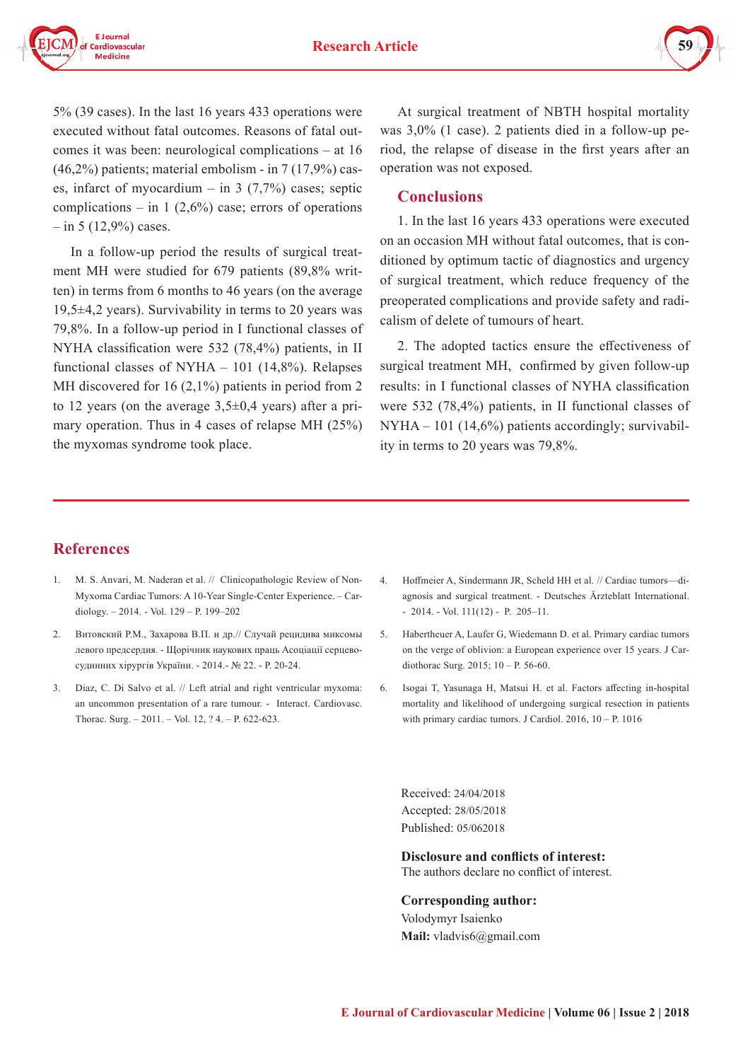5% (39 cases). In the last 16 years 433 operations were executed without fatal outcomes. Reasons of fatal outcomes it was been: neurological complications – at 16 (46,2%) patients; material embolism - in 7 (17,9%) cases, infarct of myocardium – in 3 (7,7%) cases; septic complications – in 1 (2,6%) case; errors of operations – in 5 (12,9%) cases.

In a follow-up period the results of surgical treatment MH were studied for 679 patients (89,8% written) in terms from 6 months to 46 years (on the average 19,5±4,2 years). Survivability in terms to 20 years was 79,8%. In a follow-up period in I functional classes of NYHA classification were 532 (78,4%) patients, in II functional classes of NYHA – 101 (14,8%). Relapses MH discovered for 16 (2,1%) patients in period from 2 to 12 years (on the average 3,5±0,4 years) after a primary operation. Thus in 4 cases of relapse MH (25%) the myxomas syndrome took place.

At surgical treatment of NBTH hospital mortality was 3,0% (1 case). 2 patients died in a follow-up period, the relapse of disease in the first years after an operation was not exposed.

## Conclusions

1. In the last 16 years 433 operations were executed on an occasion MH without fatal outcomes, that is conditioned by optimum tactic of diagnostics and urgency of surgical treatment, which reduce frequency of the preoperated complications and provide safety and radicalism of delete of tumours of heart.

2. The adopted tactics ensure the effectiveness of surgical treatment MH, confirmed by given follow-up results: in I functional classes of NYHA classification were 532 (78,4%) patients, in II functional classes of NYHA – 101 (14,6%) patients accordingly; survivability in terms to 20 years was 79,8%.

## References

1. M. S. Anvari, M. Naderan et al. // Clinicopathologic Review of Non-Myxoma Cardiac Tumors: A 10-Year Single-Center Experience. – Cardiology. – 2014. - Vol. 129 – P. 199–202
2. Витовский Р.М., Захарова В.П. и др.// Случай рецидива миксомы левого предсердия. - Щорічник наукових праць Асоціації серцево-судинних хірургів України. - 2014.- № 22. - P. 20-24.
3. Diaz, C. Di Salvo et al. // Left atrial and right ventricular myxoma: an uncommon presentation of a rare tumour. - Interact. Cardiovasc. Thorac. Surg. – 2011. – Vol. 12, ? 4. – P. 622-623.
4. Hoffmeier A, Sindermann JR, Scheld HH et al. // Cardiac tumors—diagnosis and surgical treatment. - Deutsches Ärzteblatt International. - 2014. - Vol. 111(12) - P. 205–11.
5. Habertheuer A, Laufer G, Wiedemann D. et al. Primary cardiac tumors on the verge of oblivion: a European experience over 15 years. J Cardiothorac Surg. 2015; 10 – P. 56-60.
6. Isogai T, Yasunaga H, Matsui H. et al. Factors affecting in-hospital mortality and likelihood of undergoing surgical resection in patients with primary cardiac tumors. J Cardiol. 2016, 10 – P. 1016

Received: 24/04/2018
Accepted: 28/05/2018
Published: 05/062018

**Disclosure and conflicts of interest:**
The authors declare no conflict of interest.

**Corresponding author:**
Volodymyr Isaienko
**Mail:** vladvis6@gmail.com